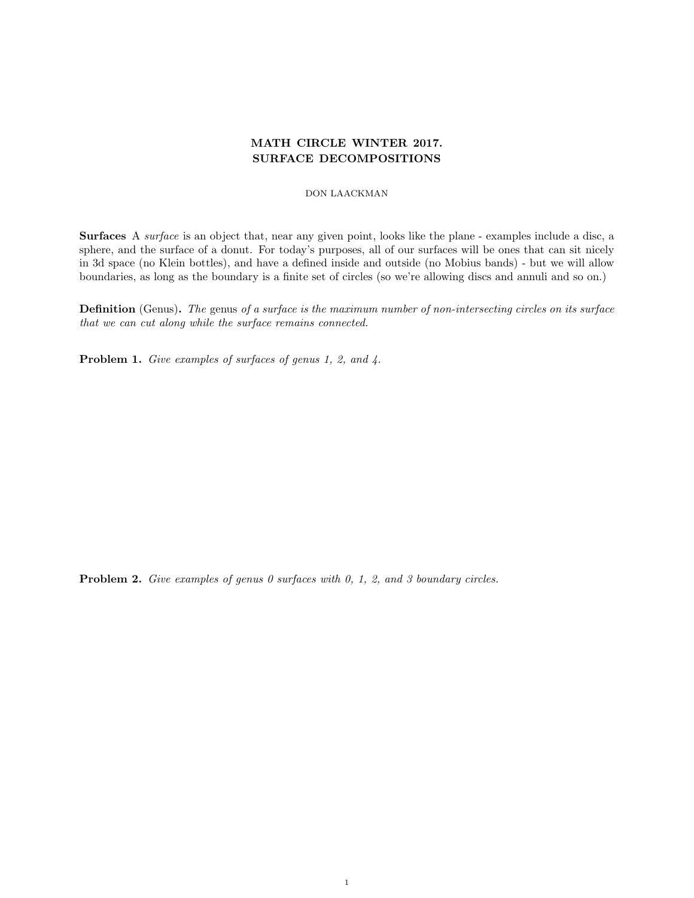# MATH CIRCLE WINTER 2017. SURFACE DECOMPOSITIONS

DON LAACKMAN

**Surfaces** A *surface* is an object that, near any given point, looks like the plane - examples include a disc, a sphere, and the surface of a donut. For today's purposes, all of our surfaces will be ones that can sit nicely in 3d space (no Klein bottles), and have a defined inside and outside (no Mobius bands) - but we will allow boundaries, as long as the boundary is a finite set of circles (so we're allowing discs and annuli and so on.)

**Definition** (Genus)**.** *The* genus *of a surface is the maximum number of non-intersecting circles on its surface that we can cut along while the surface remains connected.*

**Problem 1.** *Give examples of surfaces of genus 1, 2, and 4.*

**Problem 2.** *Give examples of genus 0 surfaces with 0, 1, 2, and 3 boundary circles.*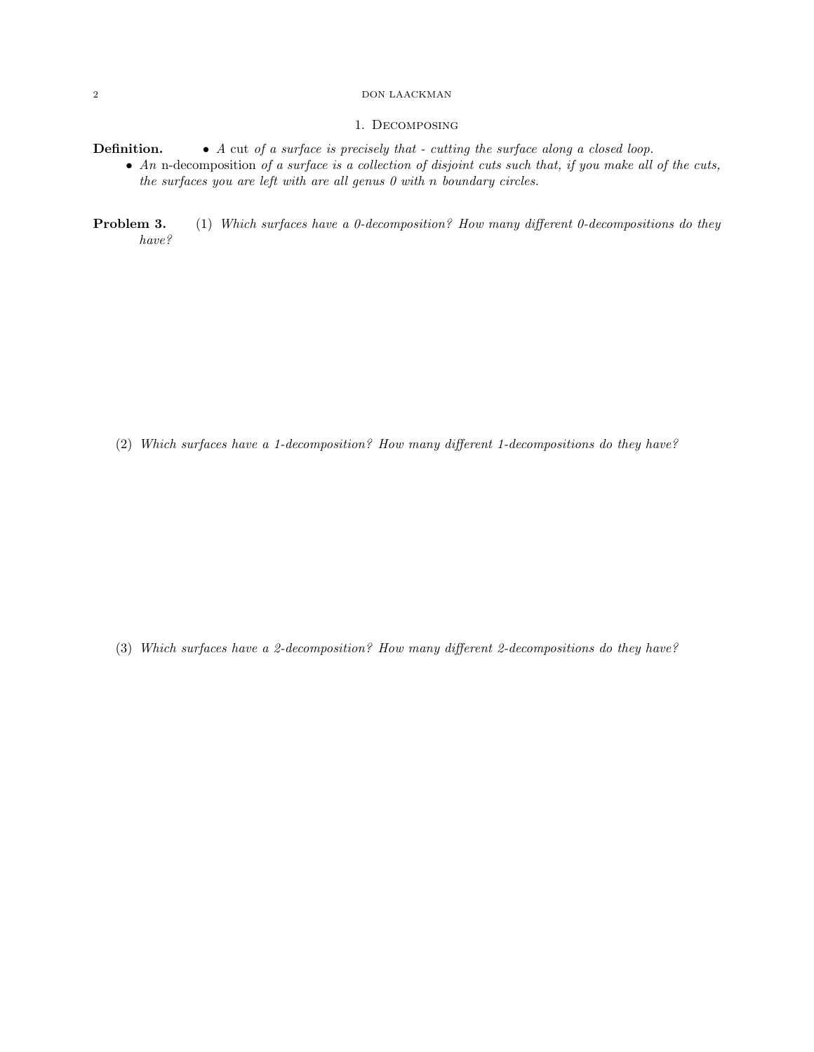## 1. Decomposing

**Definition.**
- *A* cut *of a surface is precisely that - cutting the surface along a closed loop.*
- *An* n-decomposition *of a surface is a collection of disjoint cuts such that, if you make all of the cuts, the surfaces you are left with are all genus 0 with n boundary circles.*

**Problem 3.**
(1) *Which surfaces have a 0-decomposition? How many different 0-decompositions do they have?*

(2) *Which surfaces have a 1-decomposition? How many different 1-decompositions do they have?*

(3) *Which surfaces have a 2-decomposition? How many different 2-decompositions do they have?*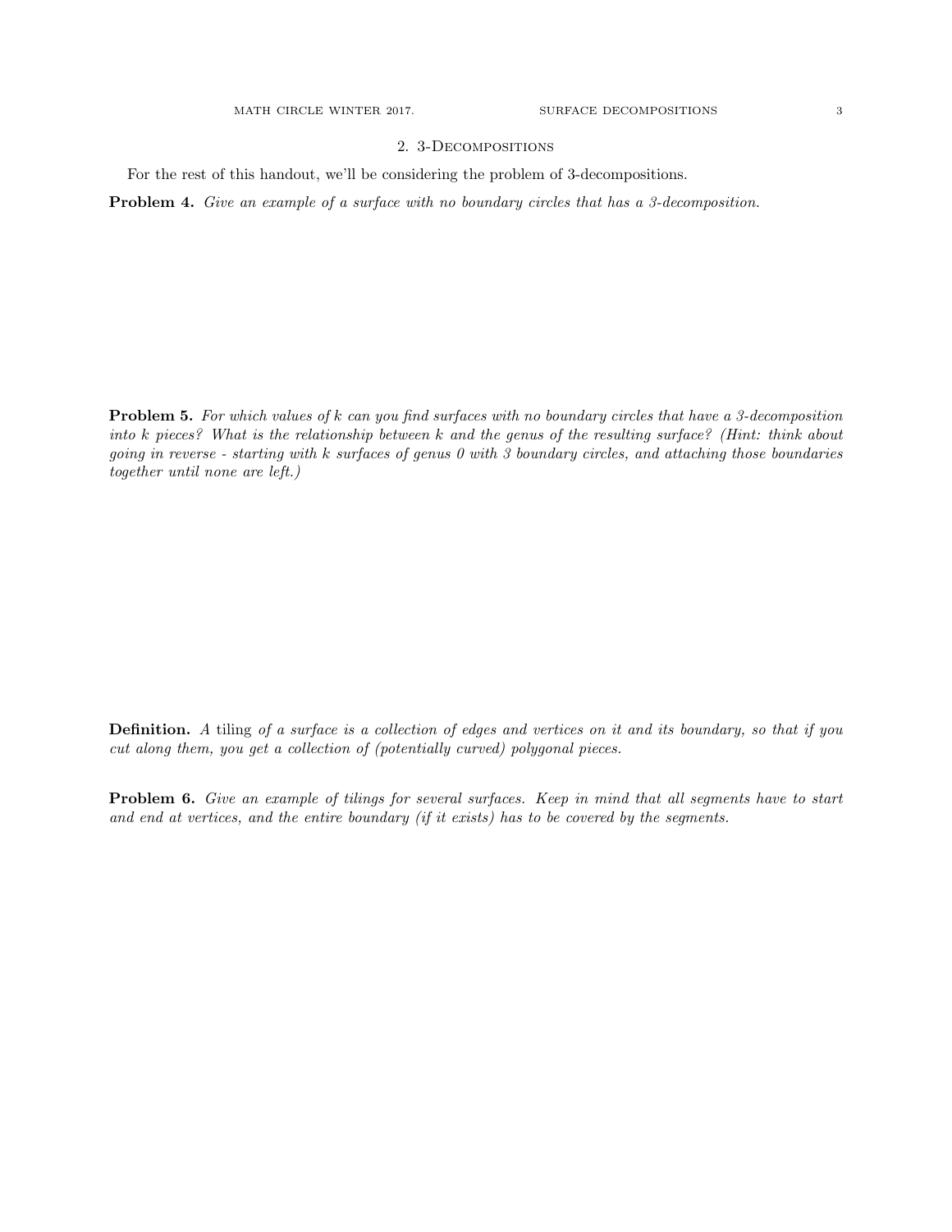## 2. 3-Decompositions

For the rest of this handout, we'll be considering the problem of 3-decompositions.

**Problem 4.** *Give an example of a surface with no boundary circles that has a 3-decomposition.*

**Problem 5.** *For which values of $k$ can you find surfaces with no boundary circles that have a 3-decomposition into $k$ pieces? What is the relationship between $k$ and the genus of the resulting surface? (Hint: think about going in reverse - starting with $k$ surfaces of genus 0 with 3 boundary circles, and attaching those boundaries together until none are left.)*

**Definition.** *A* tiling *of a surface is a collection of edges and vertices on it and its boundary, so that if you cut along them, you get a collection of (potentially curved) polygonal pieces.*

**Problem 6.** *Give an example of tilings for several surfaces. Keep in mind that all segments have to start and end at vertices, and the entire boundary (if it exists) has to be covered by the segments.*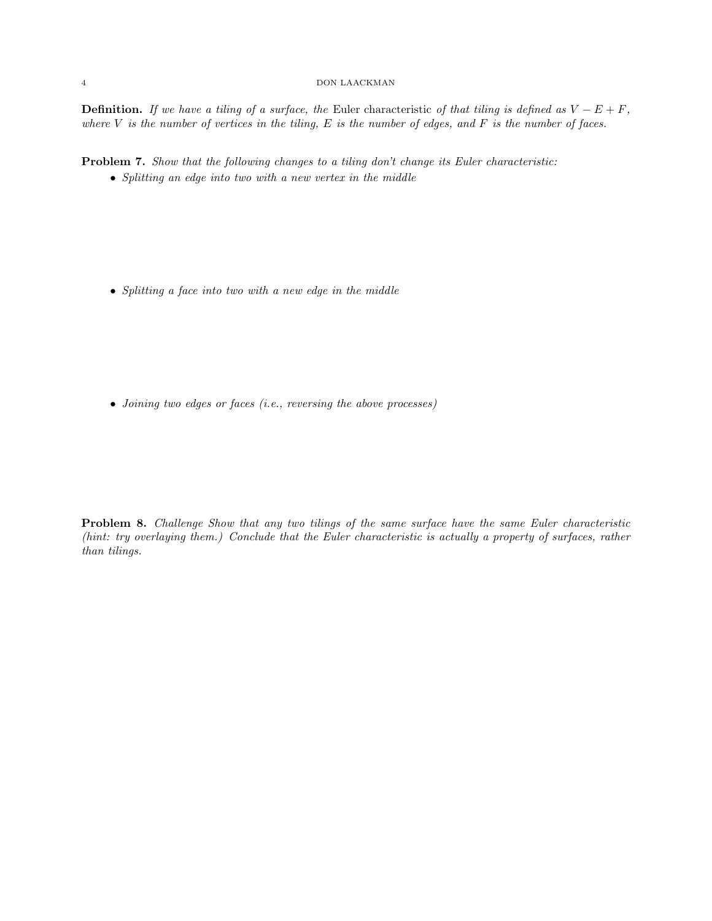**Definition.** *If we have a tiling of a surface, the* Euler characteristic *of that tiling is defined as $V - E + F$, where $V$ is the number of vertices in the tiling, $E$ is the number of edges, and $F$ is the number of faces.*

**Problem 7.** *Show that the following changes to a tiling don't change its Euler characteristic:*

- *Splitting an edge into two with a new vertex in the middle*

- *Splitting a face into two with a new edge in the middle*

- *Joining two edges or faces (i.e., reversing the above processes)*

**Problem 8.** *Challenge Show that any two tilings of the same surface have the same Euler characteristic (hint: try overlaying them.) Conclude that the Euler characteristic is actually a property of surfaces, rather than tilings.*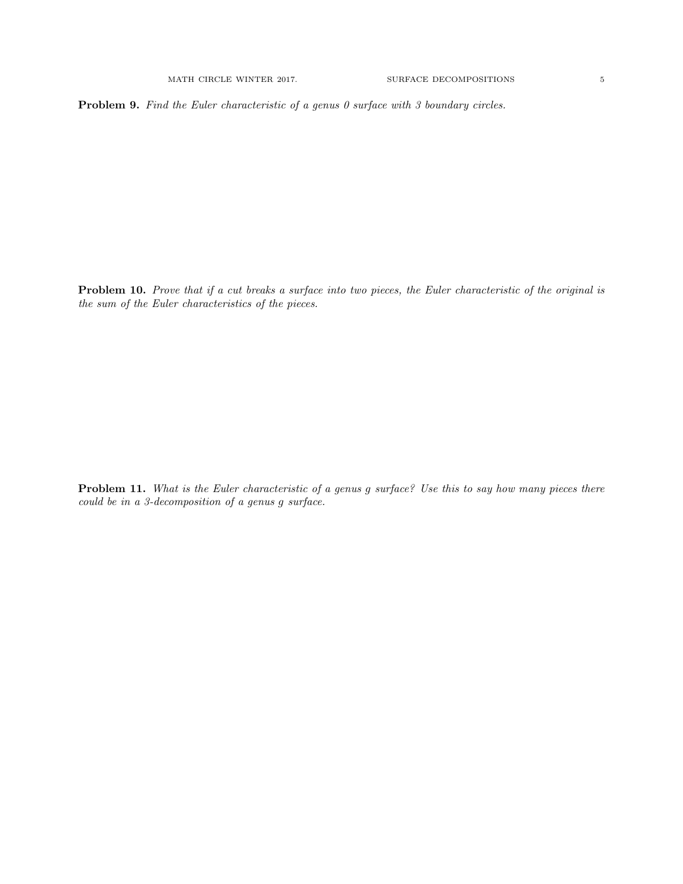**Problem 9.** *Find the Euler characteristic of a genus 0 surface with 3 boundary circles.*

**Problem 10.** *Prove that if a cut breaks a surface into two pieces, the Euler characteristic of the original is the sum of the Euler characteristics of the pieces.*

**Problem 11.** *What is the Euler characteristic of a genus $g$ surface? Use this to say how many pieces there could be in a 3-decomposition of a genus $g$ surface.*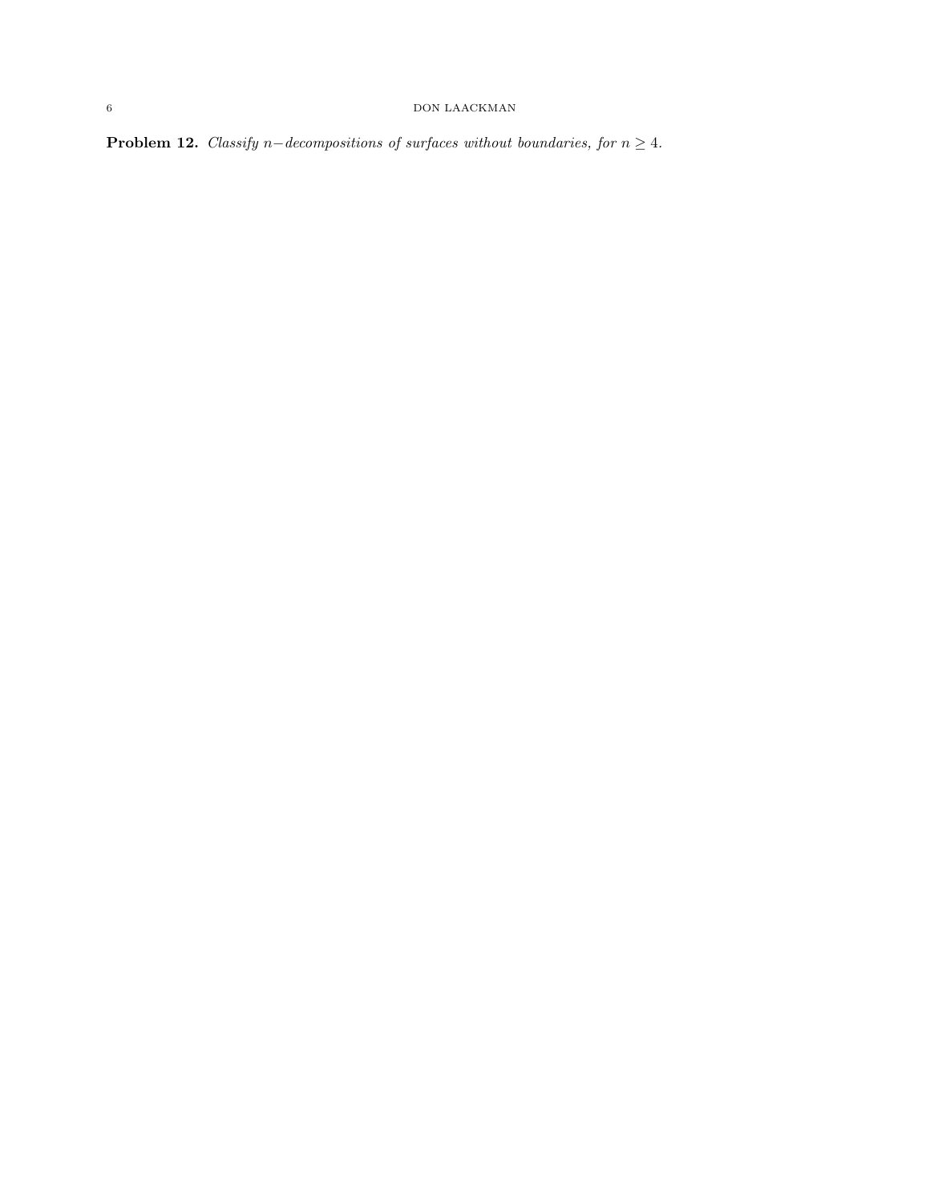**Problem 12.** *Classify* $n-$*decompositions of surfaces without boundaries, for* $n \geq 4$.